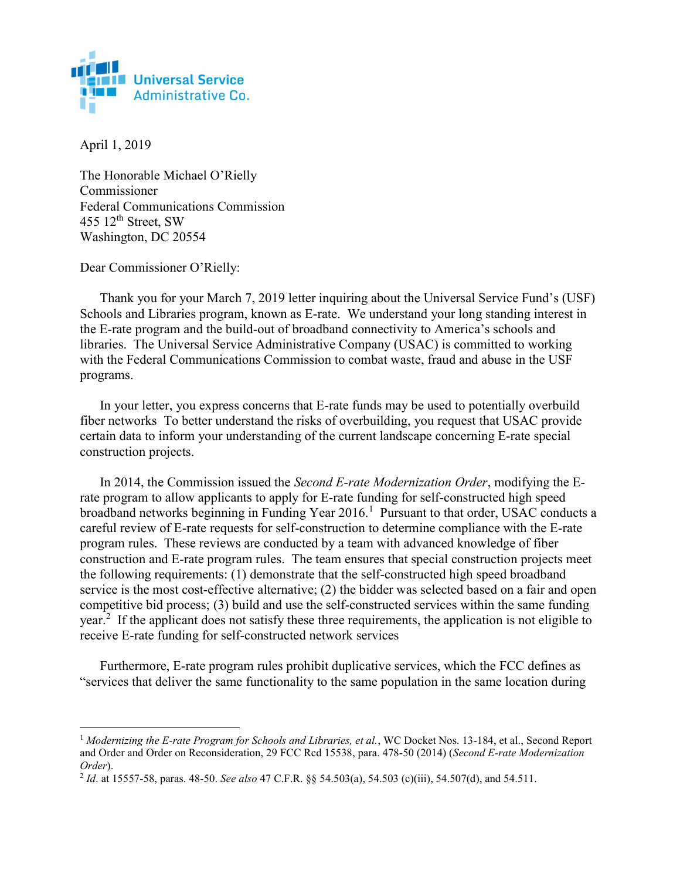Universal Service Administrative Co.

April 1, 2019

The Honorable Michael O'Rielly
Commissioner
Federal Communications Commission
455 12th Street, SW
Washington, DC 20554

Dear Commissioner O'Rielly:

Thank you for your March 7, 2019 letter inquiring about the Universal Service Fund's (USF) Schools and Libraries program, known as E-rate. We understand your long standing interest in the E-rate program and the build-out of broadband connectivity to America's schools and libraries. The Universal Service Administrative Company (USAC) is committed to working with the Federal Communications Commission to combat waste, fraud and abuse in the USF programs.

In your letter, you express concerns that E-rate funds may be used to potentially overbuild fiber networks To better understand the risks of overbuilding, you request that USAC provide certain data to inform your understanding of the current landscape concerning E-rate special construction projects.

In 2014, the Commission issued the *Second E-rate Modernization Order*, modifying the E-rate program to allow applicants to apply for E-rate funding for self-constructed high speed broadband networks beginning in Funding Year 2016.[1] Pursuant to that order, USAC conducts a careful review of E-rate requests for self-construction to determine compliance with the E-rate program rules. These reviews are conducted by a team with advanced knowledge of fiber construction and E-rate program rules. The team ensures that special construction projects meet the following requirements: (1) demonstrate that the self-constructed high speed broadband service is the most cost-effective alternative; (2) the bidder was selected based on a fair and open competitive bid process; (3) build and use the self-constructed services within the same funding year.[2] If the applicant does not satisfy these three requirements, the application is not eligible to receive E-rate funding for self-constructed network services

Furthermore, E-rate program rules prohibit duplicative services, which the FCC defines as "services that deliver the same functionality to the same population in the same location during

---

[1] *Modernizing the E-rate Program for Schools and Libraries, et al.*, WC Docket Nos. 13-184, et al., Second Report and Order and Order on Reconsideration, 29 FCC Rcd 15538, para. 478-50 (2014) (*Second E-rate Modernization Order*).

[2] *Id*. at 15557-58, paras. 48-50. *See also* 47 C.F.R. §§ 54.503(a), 54.503 (c)(iii), 54.507(d), and 54.511.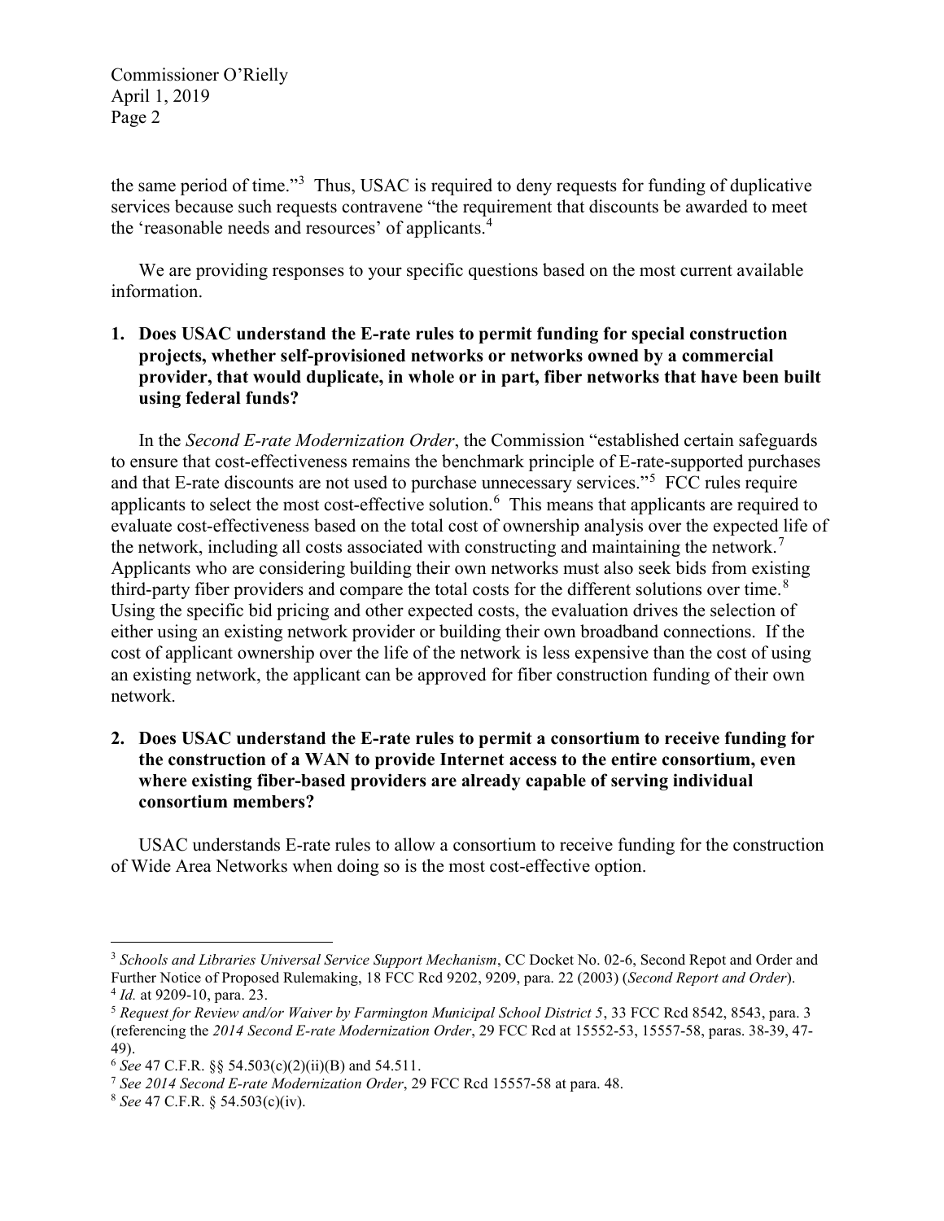the same period of time."[3] Thus, USAC is required to deny requests for funding of duplicative services because such requests contravene "the requirement that discounts be awarded to meet the 'reasonable needs and resources' of applicants.[4]

We are providing responses to your specific questions based on the most current available information.

**1. Does USAC understand the E-rate rules to permit funding for special construction projects, whether self-provisioned networks or networks owned by a commercial provider, that would duplicate, in whole or in part, fiber networks that have been built using federal funds?**

In the *Second E-rate Modernization Order*, the Commission "established certain safeguards to ensure that cost-effectiveness remains the benchmark principle of E-rate-supported purchases and that E-rate discounts are not used to purchase unnecessary services."[5] FCC rules require applicants to select the most cost-effective solution.[6] This means that applicants are required to evaluate cost-effectiveness based on the total cost of ownership analysis over the expected life of the network, including all costs associated with constructing and maintaining the network.[7] Applicants who are considering building their own networks must also seek bids from existing third-party fiber providers and compare the total costs for the different solutions over time.[8] Using the specific bid pricing and other expected costs, the evaluation drives the selection of either using an existing network provider or building their own broadband connections. If the cost of applicant ownership over the life of the network is less expensive than the cost of using an existing network, the applicant can be approved for fiber construction funding of their own network.

**2. Does USAC understand the E-rate rules to permit a consortium to receive funding for the construction of a WAN to provide Internet access to the entire consortium, even where existing fiber-based providers are already capable of serving individual consortium members?**

USAC understands E-rate rules to allow a consortium to receive funding for the construction of Wide Area Networks when doing so is the most cost-effective option.

---

[3] *Schools and Libraries Universal Service Support Mechanism*, CC Docket No. 02-6, Second Repot and Order and Further Notice of Proposed Rulemaking, 18 FCC Rcd 9202, 9209, para. 22 (2003) (*Second Report and Order*).

[4] *Id.* at 9209-10, para. 23.

[5] *Request for Review and/or Waiver by Farmington Municipal School District 5*, 33 FCC Rcd 8542, 8543, para. 3 (referencing the *2014 Second E-rate Modernization Order*, 29 FCC Rcd at 15552-53, 15557-58, paras. 38-39, 47-49).

[6] *See* 47 C.F.R. §§ 54.503(c)(2)(ii)(B) and 54.511.

[7] *See 2014 Second E-rate Modernization Order*, 29 FCC Rcd 15557-58 at para. 48.

[8] *See* 47 C.F.R. § 54.503(c)(iv).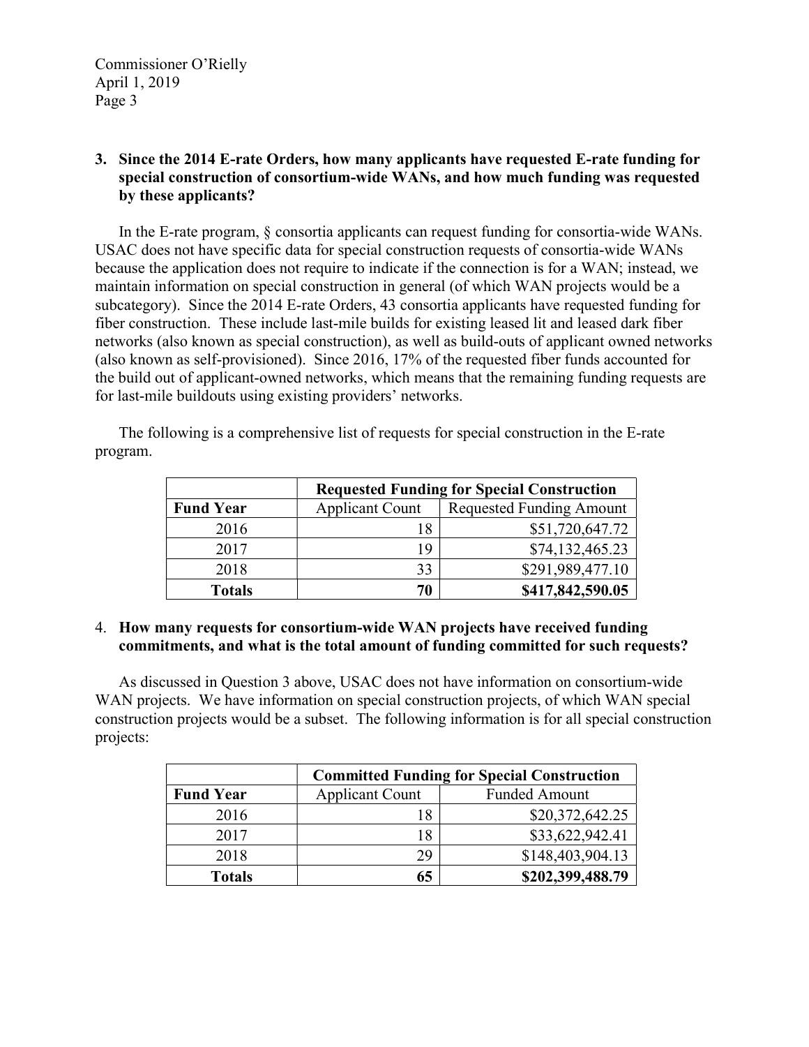Commissioner O'Rielly
April 1, 2019

**3. Since the 2014 E-rate Orders, how many applicants have requested E-rate funding for special construction of consortium-wide WANs, and how much funding was requested by these applicants?**

In the E-rate program, § consortia applicants can request funding for consortia-wide WANs. USAC does not have specific data for special construction requests of consortia-wide WANs because the application does not require to indicate if the connection is for a WAN; instead, we maintain information on special construction in general (of which WAN projects would be a subcategory). Since the 2014 E-rate Orders, 43 consortia applicants have requested funding for fiber construction. These include last-mile builds for existing leased lit and leased dark fiber networks (also known as special construction), as well as build-outs of applicant owned networks (also known as self-provisioned). Since 2016, 17% of the requested fiber funds accounted for the build out of applicant-owned networks, which means that the remaining funding requests are for last-mile buildouts using existing providers' networks.

The following is a comprehensive list of requests for special construction in the E-rate program.

| | **Requested Funding for Special Construction** | |
|---|---|---|
| **Fund Year** | Applicant Count | Requested Funding Amount |
| 2016 | 18 | $51,720,647.72 |
| 2017 | 19 | $74,132,465.23 |
| 2018 | 33 | $291,989,477.10 |
| **Totals** | **70** | **$417,842,590.05** |

4. **How many requests for consortium-wide WAN projects have received funding commitments, and what is the total amount of funding committed for such requests?**

As discussed in Question 3 above, USAC does not have information on consortium-wide WAN projects. We have information on special construction projects, of which WAN special construction projects would be a subset. The following information is for all special construction projects:

| | **Committed Funding for Special Construction** | |
|---|---|---|
| **Fund Year** | Applicant Count | Funded Amount |
| 2016 | 18 | $20,372,642.25 |
| 2017 | 18 | $33,622,942.41 |
| 2018 | 29 | $148,403,904.13 |
| **Totals** | **65** | **$202,399,488.79** |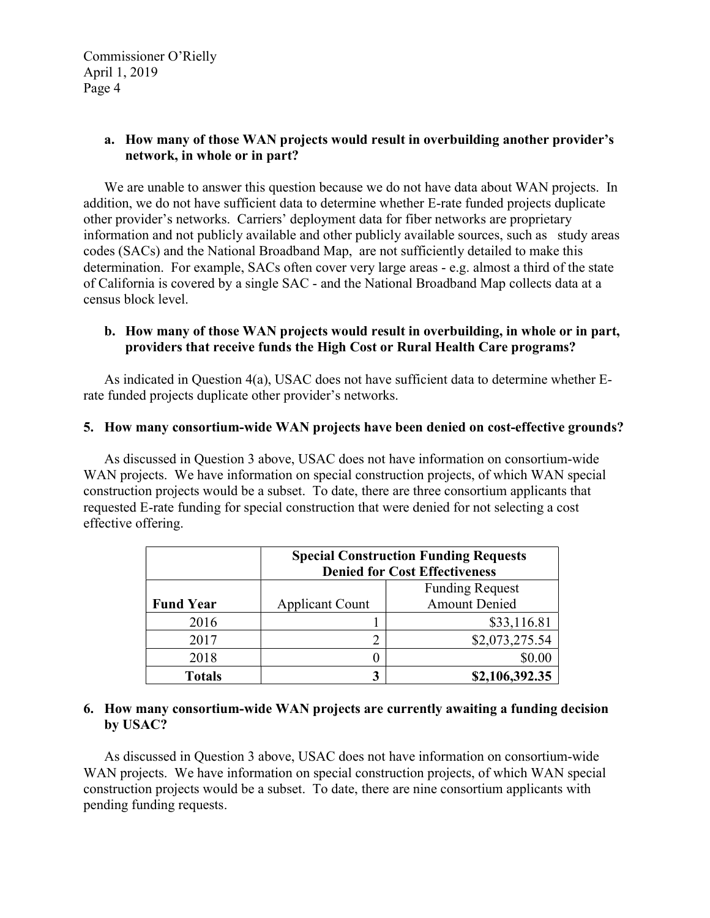**a. How many of those WAN projects would result in overbuilding another provider's network, in whole or in part?**

We are unable to answer this question because we do not have data about WAN projects. In addition, we do not have sufficient data to determine whether E-rate funded projects duplicate other provider's networks. Carriers' deployment data for fiber networks are proprietary information and not publicly available and other publicly available sources, such as study areas codes (SACs) and the National Broadband Map, are not sufficiently detailed to make this determination. For example, SACs often cover very large areas - e.g. almost a third of the state of California is covered by a single SAC - and the National Broadband Map collects data at a census block level.

**b. How many of those WAN projects would result in overbuilding, in whole or in part, providers that receive funds the High Cost or Rural Health Care programs?**

As indicated in Question 4(a), USAC does not have sufficient data to determine whether E-rate funded projects duplicate other provider's networks.

**5. How many consortium-wide WAN projects have been denied on cost-effective grounds?**

As discussed in Question 3 above, USAC does not have information on consortium-wide WAN projects. We have information on special construction projects, of which WAN special construction projects would be a subset. To date, there are three consortium applicants that requested E-rate funding for special construction that were denied for not selecting a cost effective offering.

| | **Special Construction Funding Requests Denied for Cost Effectiveness** | |
|---|---|---|
| **Fund Year** | Applicant Count | Funding Request Amount Denied |
| 2016 | 1 | $33,116.81 |
| 2017 | 2 | $2,073,275.54 |
| 2018 | 0 | $0.00 |
| **Totals** | **3** | **$2,106,392.35** |

**6. How many consortium-wide WAN projects are currently awaiting a funding decision by USAC?**

As discussed in Question 3 above, USAC does not have information on consortium-wide WAN projects. We have information on special construction projects, of which WAN special construction projects would be a subset. To date, there are nine consortium applicants with pending funding requests.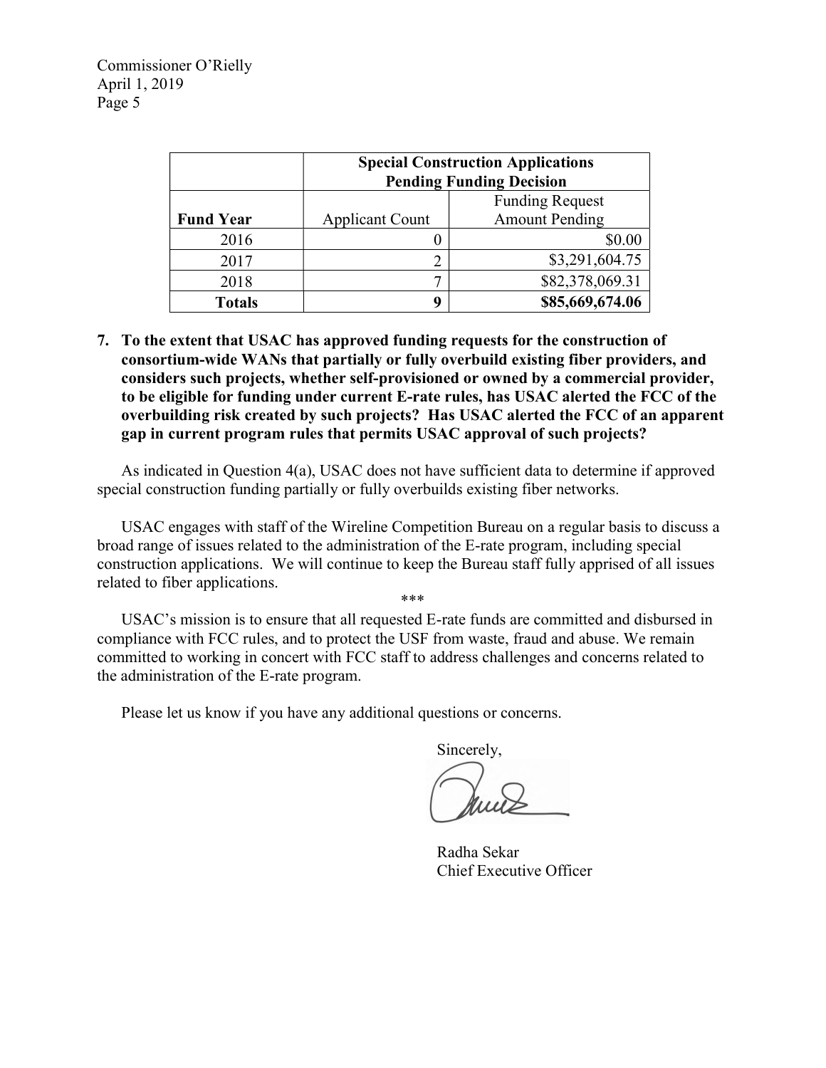| | Special Construction Applications Pending Funding Decision | |
|---|---|---|
| **Fund Year** | Applicant Count | Funding Request Amount Pending |
| 2016 | 0 | $0.00 |
| 2017 | 2 | $3,291,604.75 |
| 2018 | 7 | $82,378,069.31 |
| **Totals** | **9** | **$85,669,674.06** |

**7. To the extent that USAC has approved funding requests for the construction of consortium-wide WANs that partially or fully overbuild existing fiber providers, and considers such projects, whether self-provisioned or owned by a commercial provider, to be eligible for funding under current E-rate rules, has USAC alerted the FCC of the overbuilding risk created by such projects? Has USAC alerted the FCC of an apparent gap in current program rules that permits USAC approval of such projects?**

As indicated in Question 4(a), USAC does not have sufficient data to determine if approved special construction funding partially or fully overbuilds existing fiber networks.

USAC engages with staff of the Wireline Competition Bureau on a regular basis to discuss a broad range of issues related to the administration of the E-rate program, including special construction applications. We will continue to keep the Bureau staff fully apprised of all issues related to fiber applications.

\*\*\*

USAC's mission is to ensure that all requested E-rate funds are committed and disbursed in compliance with FCC rules, and to protect the USF from waste, fraud and abuse. We remain committed to working in concert with FCC staff to address challenges and concerns related to the administration of the E-rate program.

Please let us know if you have any additional questions or concerns.

Sincerely,

Radha Sekar
Chief Executive Officer